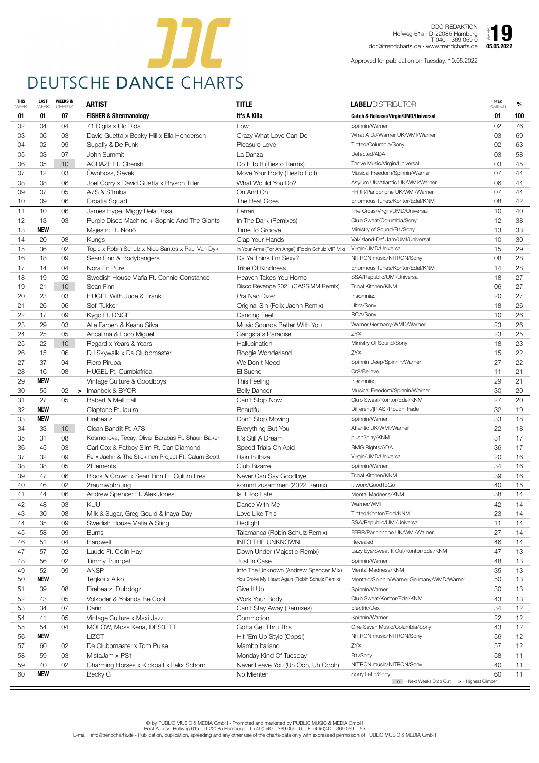# DEUTSCHE DANCE CHARTS

DDC REDAKTION
Hofweg 61a · D-22085 Hamburg
T 040 - 369 059 0
ddc@trendcharts.de · www.trendcharts.de

WEEK **19**
**05.05.2022**

Approved for publication on Tuesday, 10.05.2022

| THIS WEEK | LAST WEEK | WEEKS IN CHARTS | ARTIST | TITLE | LABEL/DISTRIBUTOR | PEAK POSITION | % |
|---|---|---|---|---|---|---|---|
| **01** | **01** | **07** | **FISHER & Shermanology** | **It's A Killa** | **Catch & Release/Virgin/UMD/Universal** | **01** | **100** |
| 02 | 04 | 04 | 71 Digits x Flo Rida | Low | Spinnin/Warner | 02 | 76 |
| 03 | 06 | 03 | David Guetta x Becky Hill x Ella Henderson | Crazy What Love Can Do | What A DJ/Warner UK/WMI/Warner | 03 | 69 |
| 04 | 02 | 09 | Supafly & De Funk | Pleasure Love | Tinted/Columbia/Sony | 02 | 63 |
| 05 | 03 | 07 | John Summit | La Danza | Defected/ADA | 03 | 58 |
| 06 | 05 | 10 | ACRAZE Ft. Cherish | Do It To It (Tiësto Remix) | Thrive Music/Virgin/Universal | 03 | 45 |
| 07 | 12 | 03 | Öwnboss, Sevek | Move Your Body (Tiësto Edit) | Musical Freedom/Spinnin/Warner | 07 | 44 |
| 08 | 08 | 06 | Joel Corry x David Guetta x Bryson Tiller | What Would You Do? | Asylum UK/Atlantic UK/WMI/Warner | 06 | 44 |
| 09 | 07 | 05 | A7S & S1mba | On And On | FFRR/Parlophone UK/WMI/Warner | 07 | 44 |
| 10 | 09 | 06 | Croatia Squad | The Beat Goes | Enormous Tunes/Kontor/Edel/KNM | 08 | 42 |
| 11 | 10 | 06 | James Hype, Miggy Dela Rosa | Ferrari | The Cross/Virgin/UMD/Universal | 10 | 40 |
| 12 | 13 | 03 | Purple Disco Machine + Sophie And The Giants | In The Dark (Remixes) | Club Sweat/Columbia/Sony | 12 | 38 |
| 13 | **NEW** | | Majestic Ft. Nonô | Time To Groove | Ministry of Sound/B1/Sony | 13 | 33 |
| 14 | 20 | 08 | Kungs | Clap Your Hands | Val/Island-Def Jam/UMI/Universal | 10 | 30 |
| 15 | 36 | 02 | Topic x Robin Schulz x Nico Santos x Paul Van Dyk | In Your Arms (For An Angel) (Robin Schulz VIP Mix) | Virgin/UMD/Universal | 15 | 29 |
| 16 | 18 | 09 | Sean Finn & Bodybangers | Da Ya Think I'm Sexy? | NITRON music/NITRON/Sony | 08 | 28 |
| 17 | 14 | 04 | Nora En Pure | Tribe Of Kindness | Enormous Tunes/Kontor/Edel/KNM | 14 | 28 |
| 18 | 19 | 02 | Swedish House Mafia Ft. Connie Constance | Heaven Takes You Home | SSA/Republic/UMI/Universal | 18 | 27 |
| 19 | 21 | 10 | Sean Finn | Disco Revenge 2021 (CASSIMM Remix) | Tribal Kitchen/KNM | 06 | 27 |
| 20 | 23 | 03 | HUGEL With Jude & Frank | Pra Nao Dizer | Insomniac | 20 | 27 |
| 21 | 26 | 06 | Sofi Tukker | Original Sin (Felix Jaehn Remix) | Ultra/Sony | 18 | 26 |
| 22 | 17 | 09 | Kygo Ft. DNCE | Dancing Feet | RCA/Sony | 10 | 26 |
| 23 | 29 | 03 | Alle Farben & Keanu Silva | Music Sounds Better With You | Warner Germany/WMD/Warner | 23 | 26 |
| 24 | 25 | 05 | Ancalima & Loco Miguel | Gangsta's Paradise | ZYX | 23 | 25 |
| 25 | 22 | 10 | Regard x Years & Years | Hallucination | Ministry Of Sound/Sony | 18 | 23 |
| 26 | 15 | 06 | DJ Skywalk x Da Clubbmaster | Boogie Wonderland | ZYX | 15 | 22 |
| 27 | 37 | 04 | Piero Pirupa | We Don't Need | Spinnin Deep/Spinnin/Warner | 27 | 22 |
| 28 | 16 | 08 | HUGEL Ft. Cumbiafrica | El Sueno | Cr2/Believe | 11 | 21 |
| 29 | **NEW** | | Vintage Culture & Goodboys | This Feeling | Insomniac | 29 | 21 |
| 30 | 55 | 02 > | Imanbek & BYOR | Belly Dancer | Musical Freedom/Spinnin/Warner | 30 | 20 |
| 31 | 27 | 05 | Babert & Mell Hall | Can't Stop Now | Club Sweat/Kontor/Edel/KNM | 27 | 20 |
| 32 | **NEW** | | Claptone Ft. lau.ra | Beautiful | Different/[PIAS]/Rough Trade | 32 | 19 |
| 33 | **NEW** | | Firebeatz | Don't Stop Moving | Spinnin/Warner | 33 | 18 |
| 34 | 33 | 10 | Clean Bandit Ft. A7S | Everything But You | Atlantic UK/WMI/Warner | 22 | 18 |
| 35 | 31 | 08 | Kosmonova, Tecay, Oliver Barabas Ft. Shaun Baker | It's Still A Dream | push2play/KNM | 31 | 17 |
| 36 | 45 | 03 | Carl Cox & Fatboy Slim Ft. Dan Diamond | Speed Trials On Acid | BMG Rights/ADA | 36 | 17 |
| 37 | 32 | 09 | Felix Jaehn & The Stickmen Project Ft. Calum Scott | Rain In Ibiza | Virgin/UMD/Universal | 20 | 16 |
| 38 | 38 | 05 | 2Elements | Club Bizarre | Spinnin/Warner | 34 | 16 |
| 39 | 47 | 06 | Block & Crown x Sean Finn Ft. Culum Frea | Never Can Say Goodbye | Tribal Kitchen/KNM | 39 | 16 |
| 40 | 46 | 02 | 2raumwohnung | kommt zusammen (2022 Remix) | it worx/GoodToGo | 40 | 15 |
| 41 | 44 | 06 | Andrew Spencer Ft. Alex Jones | Is It Too Late | Mental Madness/KNM | 38 | 14 |
| 42 | 48 | 03 | KUU | Dance With Me | Warner/WMI | 42 | 14 |
| 43 | 30 | 08 | Milk & Sugar, Greg Gould & Inaya Day | Love Like This | Tinted/Kontor/Edel/KNM | 23 | 14 |
| 44 | 35 | 09 | Swedish House Mafia & Sting | Redlight | SSA/Republic/UMI/Universal | 11 | 14 |
| 45 | 58 | 09 | Burns | Talamanca (Robin Schulz Remix) | FFRR/Parlophone UK/WMI/Warner | 27 | 14 |
| 46 | 51 | 04 | Hardwell | INTO THE UNKNOWN | Revealed | 46 | 14 |
| 47 | 57 | 02 | Luude Ft. Colin Hay | Down Under (Majestic Remix) | Lazy Eye/Sweat It Out/Kontor/Edel/KNM | 47 | 13 |
| 48 | 56 | 02 | Timmy Trumpet | Just In Case | Spinnin/Warner | 48 | 13 |
| 49 | 52 | 09 | ANSP | Into The Unknown (Andrew Spencer Mix) | Mental Madness/KNM | 35 | 13 |
| 50 | **NEW** | | Teqkoi x Aiko | You Broke My Heart Again (Robin Schulz Remix) | Mentalo/Spinnin/Warner Germany/WMD/Warner | 50 | 13 |
| 51 | 39 | 08 | Firebeatz, Dubdogz | Give It Up | Spinnin/Warner | 30 | 13 |
| 52 | 43 | 05 | Volkoder & Yolanda Be Cool | Work Your Body | Club Sweat/Kontor/Edel/KNM | 43 | 13 |
| 53 | 34 | 07 | Darin | Can't Stay Away (Remixes) | Electric/Dex | 34 | 12 |
| 54 | 41 | 05 | Vintage Culture x Maxi Jazz | Commotion | Spinnin/Warner | 22 | 12 |
| 55 | 54 | 04 | MOLOW, Moss Kena, DES3ETT | Gotta Get Thru This | One Seven Music/Columbia/Sony | 43 | 12 |
| 56 | **NEW** | | LIZOT | Hit 'Em Up Style (Oops!) | NITRON music/NITRON/Sony | 56 | 12 |
| 57 | 60 | 02 | Da Clubbmaster x Tom Pulse | Mambo Italiano | ZYX | 57 | 12 |
| 58 | 59 | 03 | MistaJam x PS1 | Monday Kind Of Tuesday | B1/Sony | 58 | 11 |
| 59 | 40 | 02 | Charming Horses x Kickbait x Felix Schorn | Never Leave You (Uh Ooh, Uh Oooh) | NITRON music/NITRON/Sony | 40 | 11 |
| 60 | **NEW** | | Becky G | No Mienten | Sony Latin/Sony | 60 | 11 |

10 = Next Weeks Drop Out   > = Highest Climber

© by PUBLIC MUSIC & MEDIA GmbH - Promoted and marketed by PUBLIC MUSIC & MEDIA GmbH
Post Adress: Hofweg 61a - D-22085 Hamburg - T +49(0)40 – 369 059 -0 - F +49(0)40 – 369 059 – 55
E-mail: info@trendcharts.de - Publication, duplication, spreading and any other use of the charts/data only with expressed permission of PUBLIC MUSIC & MEDIA GmbH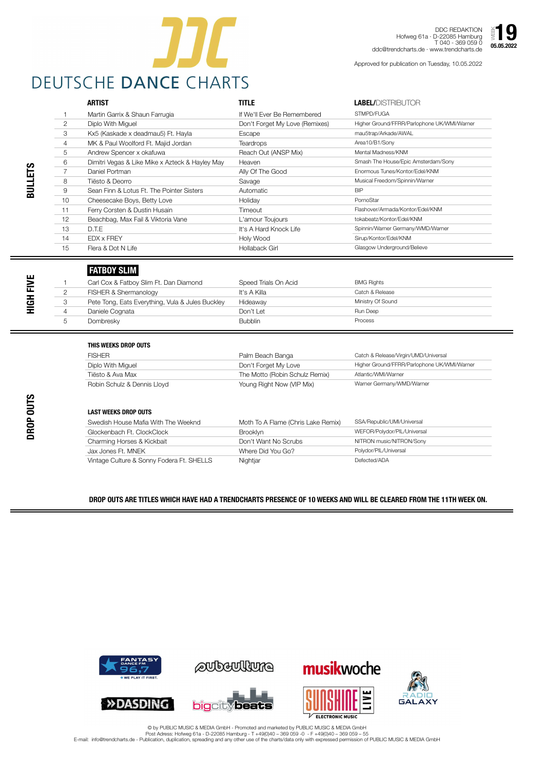# DEUTSCHE DANCE CHARTS

DDC REDAKTION
Hofweg 61a · D-22085 Hamburg
T 040 - 369 059 0
ddc@trendcharts.de · www.trendcharts.de

WEEK **19**
**05.05.2022**

Approved for publication on Tuesday, 10.05.2022

## BULLETS

| | ARTIST | TITLE | LABEL/DISTRIBUTOR |
|---|---|---|---|
| 1 | Martin Garrix & Shaun Farrugia | If We'll Ever Be Remembered | STMPD/FUGA |
| 2 | Diplo With Miguel | Don't Forget My Love (Remixes) | Higher Ground/FFRR/Parlophone UK/WMI/Warner |
| 3 | Kx5 (Kaskade x deadmau5) Ft. Hayla | Escape | mau5trap/Arkade/AWAL |
| 4 | MK & Paul Woolford Ft. Majid Jordan | Teardrops | Area10/B1/Sony |
| 5 | Andrew Spencer x okafuwa | Reach Out (ANSP Mix) | Mental Madness/KNM |
| 6 | Dimitri Vegas & Like Mike x Azteck & Hayley May | Heaven | Smash The House/Epic Amsterdam/Sony |
| 7 | Daniel Portman | Ally Of The Good | Enormous Tunes/Kontor/Edel/KNM |
| 8 | Tiësto & Deorro | Savage | Musical Freedom/Spinnin/Warner |
| 9 | Sean Finn & Lotus Ft. The Pointer Sisters | Automatic | BIP |
| 10 | Cheesecake Boys, Betty Love | Holiday | PornoStar |
| 11 | Ferry Corsten & Dustin Husain | Timeout | Flashover/Armada/Kontor/Edel/KNM |
| 12 | Beachbag, Max Fail & Viktoria Vane | L'amour Toujours | tokabeatz/Kontor/Edel/KNM |
| 13 | D.T.E | It's A Hard Knock Life | Spinnin/Warner Germany/WMD/Warner |
| 14 | EDX x FREY | Holy Wood | Sirup/Kontor/Edel/KNM |
| 15 | Flera & Dot N Life | Hollaback Girl | Glasgow Underground/Believe |

## HIGH FIVE

**FATBOY SLIM**

| | | | |
|---|---|---|---|
| 1 | Carl Cox & Fatboy Slim Ft. Dan Diamond | Speed Trials On Acid | BMG Rights |
| 2 | FISHER & Shermanology | It's A Killa | Catch & Release |
| 3 | Pete Tong, Eats Everything, Vula & Jules Buckley | Hideaway | Ministry Of Sound |
| 4 | Daniele Cognata | Don't Let | Run Deep |
| 5 | Dombresky | Bubblin | Process |

## DROP OUTS

**THIS WEEKS DROP OUTS**

| | | |
|---|---|---|
| FISHER | Palm Beach Banga | Catch & Release/Virgin/UMD/Universal |
| Diplo With Miguel | Don't Forget My Love | Higher Ground/FFRR/Parlophone UK/WMI/Warner |
| Tiësto & Ava Max | The Motto (Robin Schulz Remix) | Atlantic/WMI/Warner |
| Robin Schulz & Dennis Lloyd | Young Right Now (VIP Mix) | Warner Germany/WMD/Warner |

**LAST WEEKS DROP OUTS**

| | | |
|---|---|---|
| Swedish House Mafia With The Weeknd | Moth To A Flame (Chris Lake Remix) | SSA/Republic/UMI/Universal |
| Glockenbach Ft. ClockClock | Brooklyn | WEFOR/Polydor/PIL/Universal |
| Charming Horses & Kickbait | Don't Want No Scrubs | NITRON music/NITRON/Sony |
| Jax Jones Ft. MNEK | Where Did You Go? | Polydor/PIL/Universal |
| Vintage Culture & Sonny Fodera Ft. SHELLS | Nightjar | Defected/ADA |

**DROP OUTS ARE TITLES WHICH HAVE HAD A TRENDCHARTS PRESENCE OF 10 WEEKS AND WILL BE CLEARED FROM THE 11TH WEEK ON.**

© by PUBLIC MUSIC & MEDIA GmbH - Promoted and marketed by PUBLIC MUSIC & MEDIA GmbH
Post Adress: Hofweg 61a - D-22085 Hamburg - T +49(0)40 – 369 059 -0 - F +49(0)40 – 369 059 – 55
E-mail: info@trendcharts.de - Publication, duplication, spreading and any other use of the charts/data only with expressed permission of PUBLIC MUSIC & MEDIA GmbH